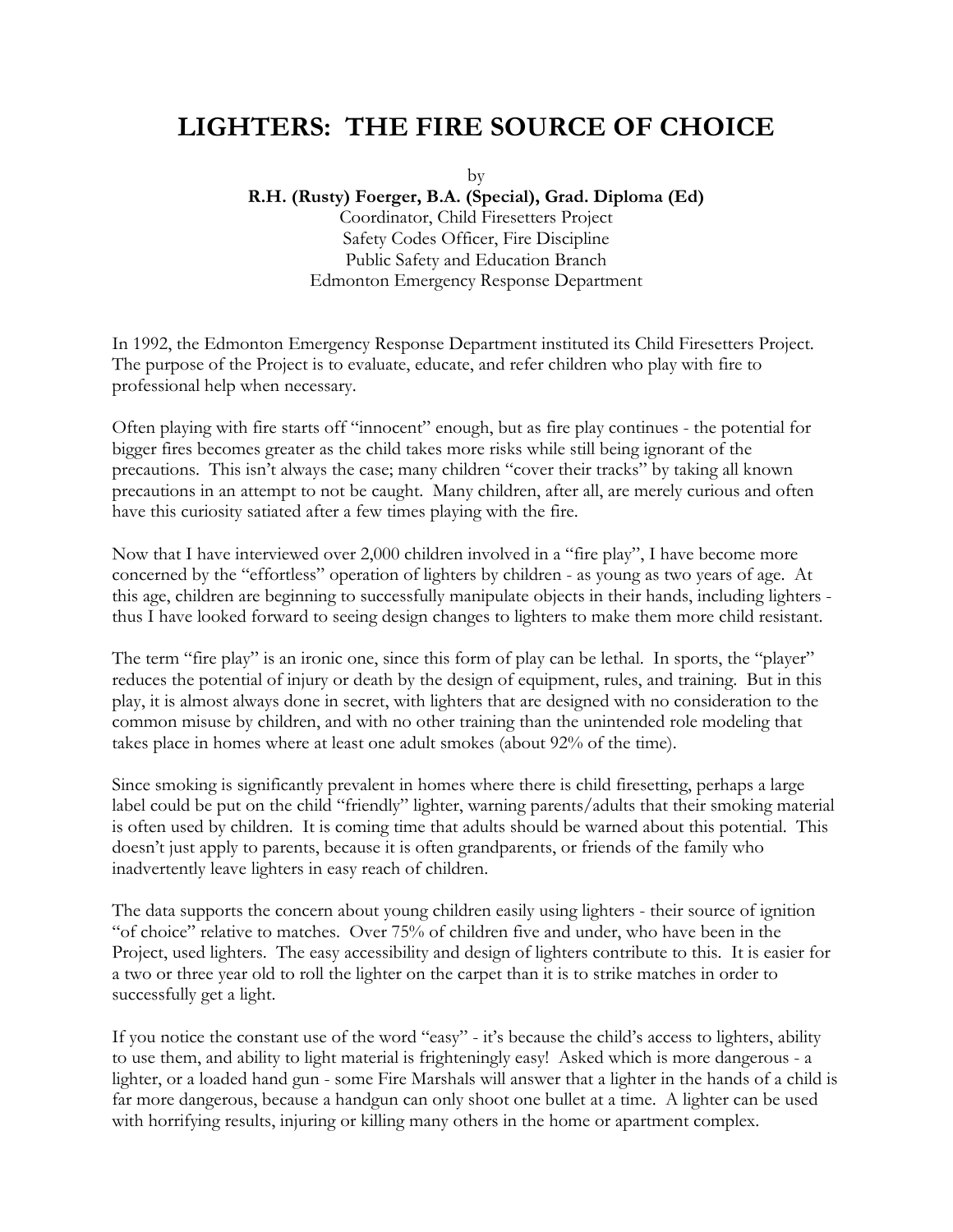# LIGHTERS: THE FIRE SOURCE OF CHOICE

by

**R.H. (Rusty) Foerger, B.A. (Special), Grad. Diploma (Ed)**
Coordinator, Child Firesetters Project
Safety Codes Officer, Fire Discipline
Public Safety and Education Branch
Edmonton Emergency Response Department

In 1992, the Edmonton Emergency Response Department instituted its Child Firesetters Project. The purpose of the Project is to evaluate, educate, and refer children who play with fire to professional help when necessary.

Often playing with fire starts off "innocent" enough, but as fire play continues - the potential for bigger fires becomes greater as the child takes more risks while still being ignorant of the precautions. This isn't always the case; many children "cover their tracks" by taking all known precautions in an attempt to not be caught. Many children, after all, are merely curious and often have this curiosity satiated after a few times playing with the fire.

Now that I have interviewed over 2,000 children involved in a "fire play", I have become more concerned by the "effortless" operation of lighters by children - as young as two years of age. At this age, children are beginning to successfully manipulate objects in their hands, including lighters - thus I have looked forward to seeing design changes to lighters to make them more child resistant.

The term "fire play" is an ironic one, since this form of play can be lethal. In sports, the "player" reduces the potential of injury or death by the design of equipment, rules, and training. But in this play, it is almost always done in secret, with lighters that are designed with no consideration to the common misuse by children, and with no other training than the unintended role modeling that takes place in homes where at least one adult smokes (about 92% of the time).

Since smoking is significantly prevalent in homes where there is child firesetting, perhaps a large label could be put on the child "friendly" lighter, warning parents/adults that their smoking material is often used by children. It is coming time that adults should be warned about this potential. This doesn't just apply to parents, because it is often grandparents, or friends of the family who inadvertently leave lighters in easy reach of children.

The data supports the concern about young children easily using lighters - their source of ignition "of choice" relative to matches. Over 75% of children five and under, who have been in the Project, used lighters. The easy accessibility and design of lighters contribute to this. It is easier for a two or three year old to roll the lighter on the carpet than it is to strike matches in order to successfully get a light.

If you notice the constant use of the word "easy" - it's because the child's access to lighters, ability to use them, and ability to light material is frighteningly easy! Asked which is more dangerous - a lighter, or a loaded hand gun - some Fire Marshals will answer that a lighter in the hands of a child is far more dangerous, because a handgun can only shoot one bullet at a time. A lighter can be used with horrifying results, injuring or killing many others in the home or apartment complex.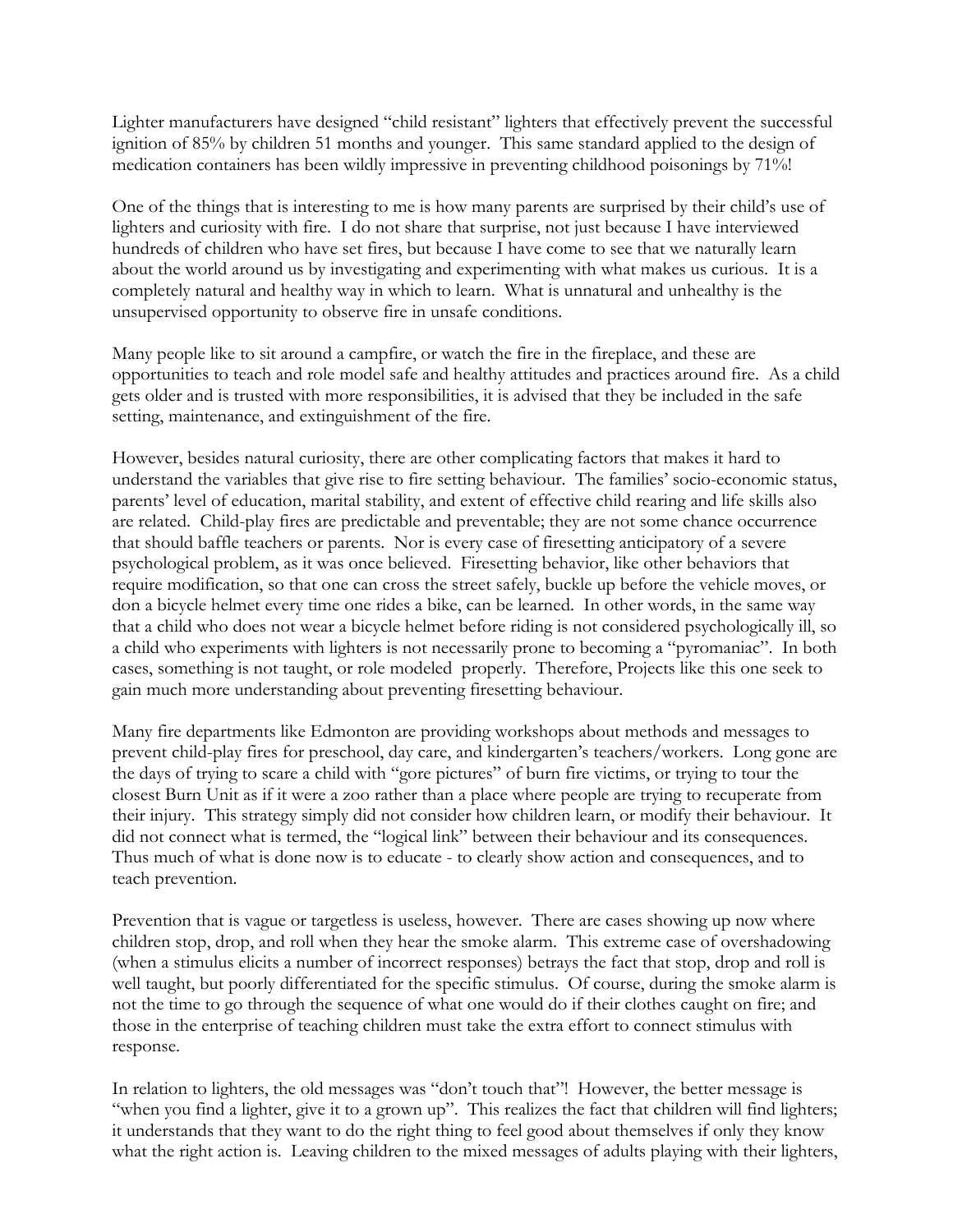Lighter manufacturers have designed "child resistant" lighters that effectively prevent the successful ignition of 85% by children 51 months and younger. This same standard applied to the design of medication containers has been wildly impressive in preventing childhood poisonings by 71%!

One of the things that is interesting to me is how many parents are surprised by their child's use of lighters and curiosity with fire. I do not share that surprise, not just because I have interviewed hundreds of children who have set fires, but because I have come to see that we naturally learn about the world around us by investigating and experimenting with what makes us curious. It is a completely natural and healthy way in which to learn. What is unnatural and unhealthy is the unsupervised opportunity to observe fire in unsafe conditions.

Many people like to sit around a campfire, or watch the fire in the fireplace, and these are opportunities to teach and role model safe and healthy attitudes and practices around fire. As a child gets older and is trusted with more responsibilities, it is advised that they be included in the safe setting, maintenance, and extinguishment of the fire.

However, besides natural curiosity, there are other complicating factors that makes it hard to understand the variables that give rise to fire setting behaviour. The families' socio-economic status, parents' level of education, marital stability, and extent of effective child rearing and life skills also are related. Child-play fires are predictable and preventable; they are not some chance occurrence that should baffle teachers or parents. Nor is every case of firesetting anticipatory of a severe psychological problem, as it was once believed. Firesetting behavior, like other behaviors that require modification, so that one can cross the street safely, buckle up before the vehicle moves, or don a bicycle helmet every time one rides a bike, can be learned. In other words, in the same way that a child who does not wear a bicycle helmet before riding is not considered psychologically ill, so a child who experiments with lighters is not necessarily prone to becoming a "pyromaniac". In both cases, something is not taught, or role modeled properly. Therefore, Projects like this one seek to gain much more understanding about preventing firesetting behaviour.

Many fire departments like Edmonton are providing workshops about methods and messages to prevent child-play fires for preschool, day care, and kindergarten's teachers/workers. Long gone are the days of trying to scare a child with "gore pictures" of burn fire victims, or trying to tour the closest Burn Unit as if it were a zoo rather than a place where people are trying to recuperate from their injury. This strategy simply did not consider how children learn, or modify their behaviour. It did not connect what is termed, the "logical link" between their behaviour and its consequences. Thus much of what is done now is to educate - to clearly show action and consequences, and to teach prevention.

Prevention that is vague or targetless is useless, however. There are cases showing up now where children stop, drop, and roll when they hear the smoke alarm. This extreme case of overshadowing (when a stimulus elicits a number of incorrect responses) betrays the fact that stop, drop and roll is well taught, but poorly differentiated for the specific stimulus. Of course, during the smoke alarm is not the time to go through the sequence of what one would do if their clothes caught on fire; and those in the enterprise of teaching children must take the extra effort to connect stimulus with response.

In relation to lighters, the old messages was "don't touch that"! However, the better message is "when you find a lighter, give it to a grown up". This realizes the fact that children will find lighters; it understands that they want to do the right thing to feel good about themselves if only they know what the right action is. Leaving children to the mixed messages of adults playing with their lighters,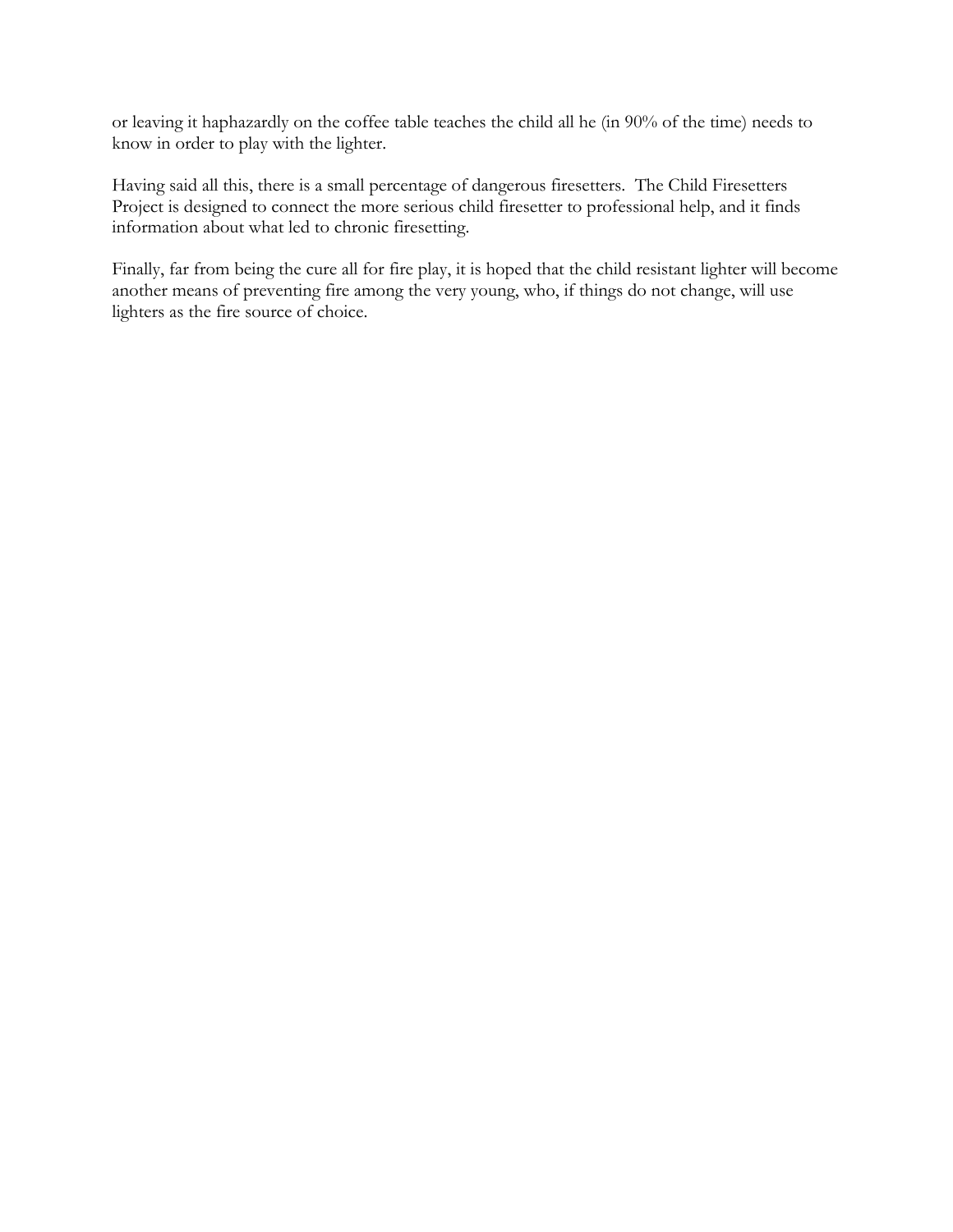or leaving it haphazardly on the coffee table teaches the child all he (in 90% of the time) needs to know in order to play with the lighter.

Having said all this, there is a small percentage of dangerous firesetters. The Child Firesetters Project is designed to connect the more serious child firesetter to professional help, and it finds information about what led to chronic firesetting.

Finally, far from being the cure all for fire play, it is hoped that the child resistant lighter will become another means of preventing fire among the very young, who, if things do not change, will use lighters as the fire source of choice.